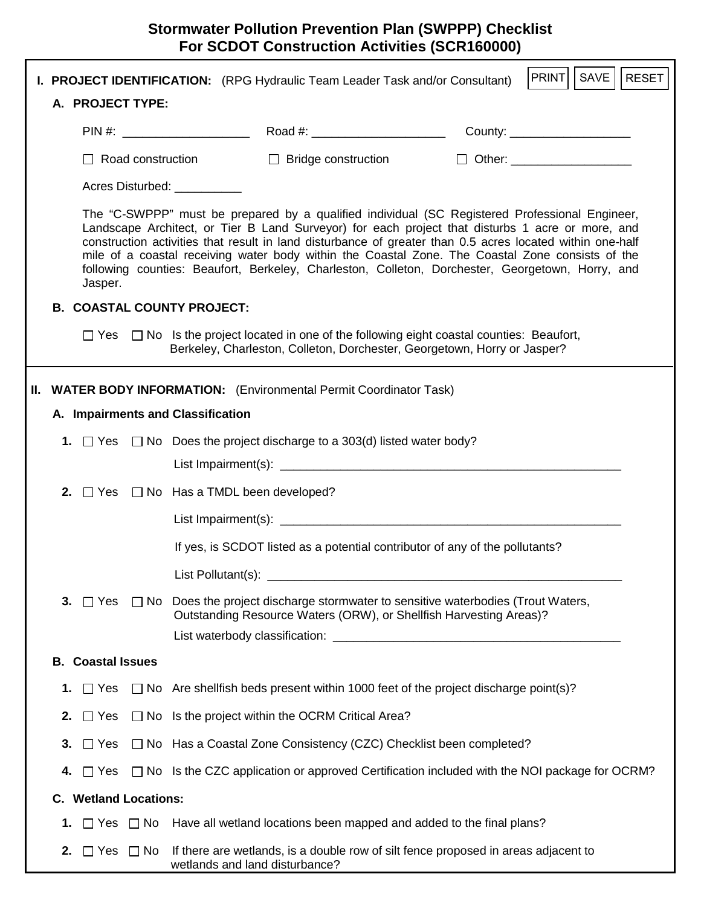# Stormwater Pollution Prevention Plan (SWPPP) Checklist For SCDOT Construction Activities (SCR160000)

PRINT SAVE RESET

## I. PROJECT IDENTIFICATION: (RPG Hydraulic Team Leader Task and/or Consultant)

### A. PROJECT TYPE:

PIN #: ___________________ Road #: ____________________ County: __________________

☐ Road construction ☐ Bridge construction ☐ Other: __________________

Acres Disturbed: __________

The "C-SWPPP" must be prepared by a qualified individual (SC Registered Professional Engineer, Landscape Architect, or Tier B Land Surveyor) for each project that disturbs 1 acre or more, and construction activities that result in land disturbance of greater than 0.5 acres located within one-half mile of a coastal receiving water body within the Coastal Zone. The Coastal Zone consists of the following counties: Beaufort, Berkeley, Charleston, Colleton, Dorchester, Georgetown, Horry, and Jasper.

### B. COASTAL COUNTY PROJECT:

☐ Yes ☐ No Is the project located in one of the following eight coastal counties: Beaufort, Berkeley, Charleston, Colleton, Dorchester, Georgetown, Horry or Jasper?

## II. WATER BODY INFORMATION: (Environmental Permit Coordinator Task)

### A. Impairments and Classification

1. ☐ Yes ☐ No Does the project discharge to a 303(d) listed water body?

   List Impairment(s): ____________________________________________________

2. ☐ Yes ☐ No Has a TMDL been developed?

   List Impairment(s): ____________________________________________________

   If yes, is SCDOT listed as a potential contributor of any of the pollutants?

   List Pollutant(s): ____________________________________________________

3. ☐ Yes ☐ No Does the project discharge stormwater to sensitive waterbodies (Trout Waters, Outstanding Resource Waters (ORW), or Shellfish Harvesting Areas)?

   List waterbody classification: __________________________________________

### B. Coastal Issues

1. ☐ Yes ☐ No Are shellfish beds present within 1000 feet of the project discharge point(s)?
2. ☐ Yes ☐ No Is the project within the OCRM Critical Area?
3. ☐ Yes ☐ No Has a Coastal Zone Consistency (CZC) Checklist been completed?
4. ☐ Yes ☐ No Is the CZC application or approved Certification included with the NOI package for OCRM?

### C. Wetland Locations:

1. ☐ Yes ☐ No Have all wetland locations been mapped and added to the final plans?
2. ☐ Yes ☐ No If there are wetlands, is a double row of silt fence proposed in areas adjacent to wetlands and land disturbance?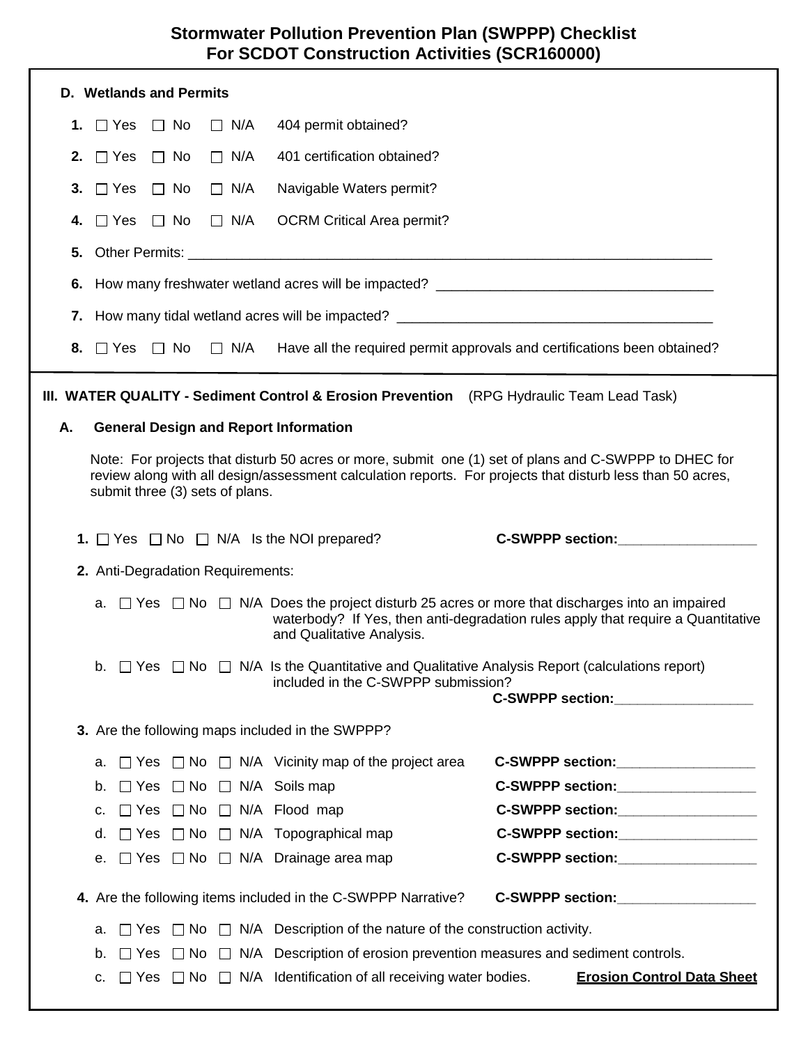## Stormwater Pollution Prevention Plan (SWPPP) Checklist For SCDOT Construction Activities (SCR160000)

### D. Wetlands and Permits

1. ☐ Yes ☐ No ☐ N/A 404 permit obtained?
2. ☐ Yes ☐ No ☐ N/A 401 certification obtained?
3. ☐ Yes ☐ No ☐ N/A Navigable Waters permit?
4. ☐ Yes ☐ No ☐ N/A OCRM Critical Area permit?
5. Other Permits: ____________________________________________________________________
6. How many freshwater wetland acres will be impacted? ___________________________________
7. How many tidal wetland acres will be impacted? _______________________________________
8. ☐ Yes ☐ No ☐ N/A Have all the required permit approvals and certifications been obtained?

## III. WATER QUALITY - Sediment Control & Erosion Prevention (RPG Hydraulic Team Lead Task)

### A. General Design and Report Information

Note: For projects that disturb 50 acres or more, submit one (1) set of plans and C-SWPPP to DHEC for review along with all design/assessment calculation reports. For projects that disturb less than 50 acres, submit three (3) sets of plans.

1. ☐ Yes ☐ No ☐ N/A Is the NOI prepared? **C-SWPPP section:**__________________

2. Anti-Degradation Requirements:

   a. ☐ Yes ☐ No ☐ N/A Does the project disturb 25 acres or more that discharges into an impaired waterbody? If Yes, then anti-degradation rules apply that require a Quantitative and Qualitative Analysis.

   b. ☐ Yes ☐ No ☐ N/A Is the Quantitative and Qualitative Analysis Report (calculations report) included in the C-SWPPP submission? **C-SWPPP section:**__________________

3. Are the following maps included in the SWPPP?

   a. ☐ Yes ☐ No ☐ N/A Vicinity map of the project area **C-SWPPP section:**__________________
   b. ☐ Yes ☐ No ☐ N/A Soils map **C-SWPPP section:**__________________
   c. ☐ Yes ☐ No ☐ N/A Flood map **C-SWPPP section:**__________________
   d. ☐ Yes ☐ No ☐ N/A Topographical map **C-SWPPP section:**__________________
   e. ☐ Yes ☐ No ☐ N/A Drainage area map **C-SWPPP section:**__________________

4. Are the following items included in the C-SWPPP Narrative? **C-SWPPP section:**__________________

   a. ☐ Yes ☐ No ☐ N/A Description of the nature of the construction activity.
   b. ☐ Yes ☐ No ☐ N/A Description of erosion prevention measures and sediment controls.
   c. ☐ Yes ☐ No ☐ N/A Identification of all receiving water bodies. **<u>Erosion Control Data Sheet</u>**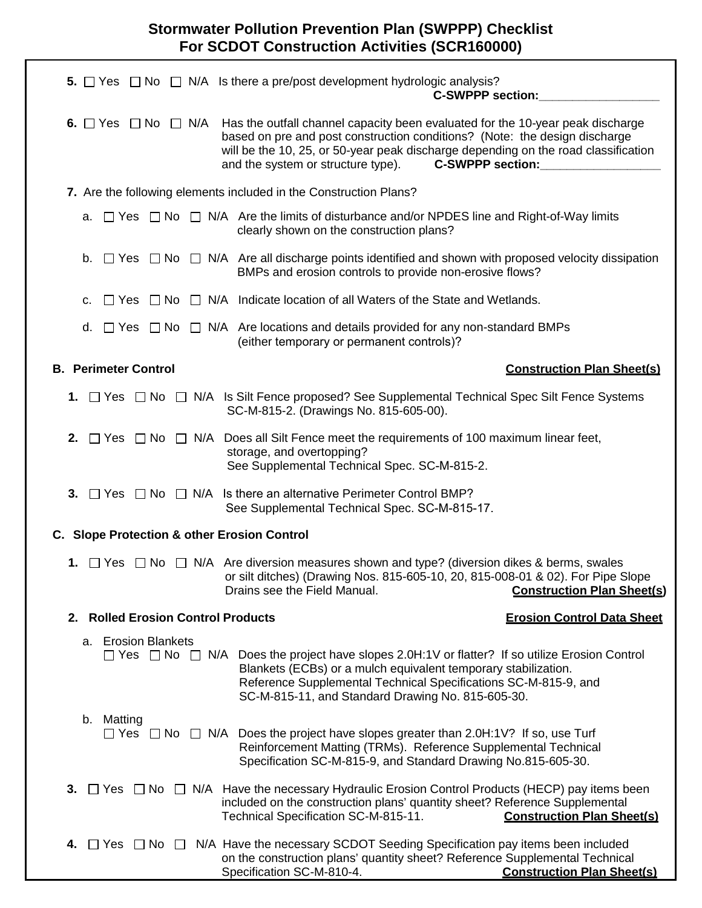## Stormwater Pollution Prevention Plan (SWPPP) Checklist For SCDOT Construction Activities (SCR160000)

**5.** ☐ Yes ☐ No ☐ N/A Is there a pre/post development hydrologic analysis?
**C-SWPPP section:__________________**

**6.** ☐ Yes ☐ No ☐ N/A Has the outfall channel capacity been evaluated for the 10-year peak discharge based on pre and post construction conditions? (Note: the design discharge will be the 10, 25, or 50-year peak discharge depending on the road classification and the system or structure type). **C-SWPPP section:__________________**

**7.** Are the following elements included in the Construction Plans?

a. ☐ Yes ☐ No ☐ N/A Are the limits of disturbance and/or NPDES line and Right-of-Way limits clearly shown on the construction plans?

b. ☐ Yes ☐ No ☐ N/A Are all discharge points identified and shown with proposed velocity dissipation BMPs and erosion controls to provide non-erosive flows?

c. ☐ Yes ☐ No ☐ N/A Indicate location of all Waters of the State and Wetlands.

d. ☐ Yes ☐ No ☐ N/A Are locations and details provided for any non-standard BMPs (either temporary or permanent controls)?

### B. Perimeter Control

**Construction Plan Sheet(s)**

**1.** ☐ Yes ☐ No ☐ N/A Is Silt Fence proposed? See Supplemental Technical Spec Silt Fence Systems SC-M-815-2. (Drawings No. 815-605-00).

**2.** ☐ Yes ☐ No ☐ N/A Does all Silt Fence meet the requirements of 100 maximum linear feet, storage, and overtopping? See Supplemental Technical Spec. SC-M-815-2.

**3.** ☐ Yes ☐ No ☐ N/A Is there an alternative Perimeter Control BMP? See Supplemental Technical Spec. SC-M-815-17.

### C. Slope Protection & other Erosion Control

**1.** ☐ Yes ☐ No ☐ N/A Are diversion measures shown and type? (diversion dikes & berms, swales or silt ditches) (Drawing Nos. 815-605-10, 20, 815-008-01 & 02). For Pipe Slope Drains see the Field Manual. **Construction Plan Sheet(s)**

**2. Rolled Erosion Control Products**

**Erosion Control Data Sheet**

a. Erosion Blankets
☐ Yes ☐ No ☐ N/A Does the project have slopes 2.0H:1V or flatter? If so utilize Erosion Control Blankets (ECBs) or a mulch equivalent temporary stabilization. Reference Supplemental Technical Specifications SC-M-815-9, and SC-M-815-11, and Standard Drawing No. 815-605-30.

b. Matting
☐ Yes ☐ No ☐ N/A Does the project have slopes greater than 2.0H:1V? If so, use Turf Reinforcement Matting (TRMs). Reference Supplemental Technical Specification SC-M-815-9, and Standard Drawing No.815-605-30.

**3.** ☐ Yes ☐ No ☐ N/A Have the necessary Hydraulic Erosion Control Products (HECP) pay items been included on the construction plans' quantity sheet? Reference Supplemental Technical Specification SC-M-815-11. **Construction Plan Sheet(s)**

**4.** ☐ Yes ☐ No ☐ N/A Have the necessary SCDOT Seeding Specification pay items been included on the construction plans' quantity sheet? Reference Supplemental Technical Specification SC-M-810-4. **Construction Plan Sheet(s)**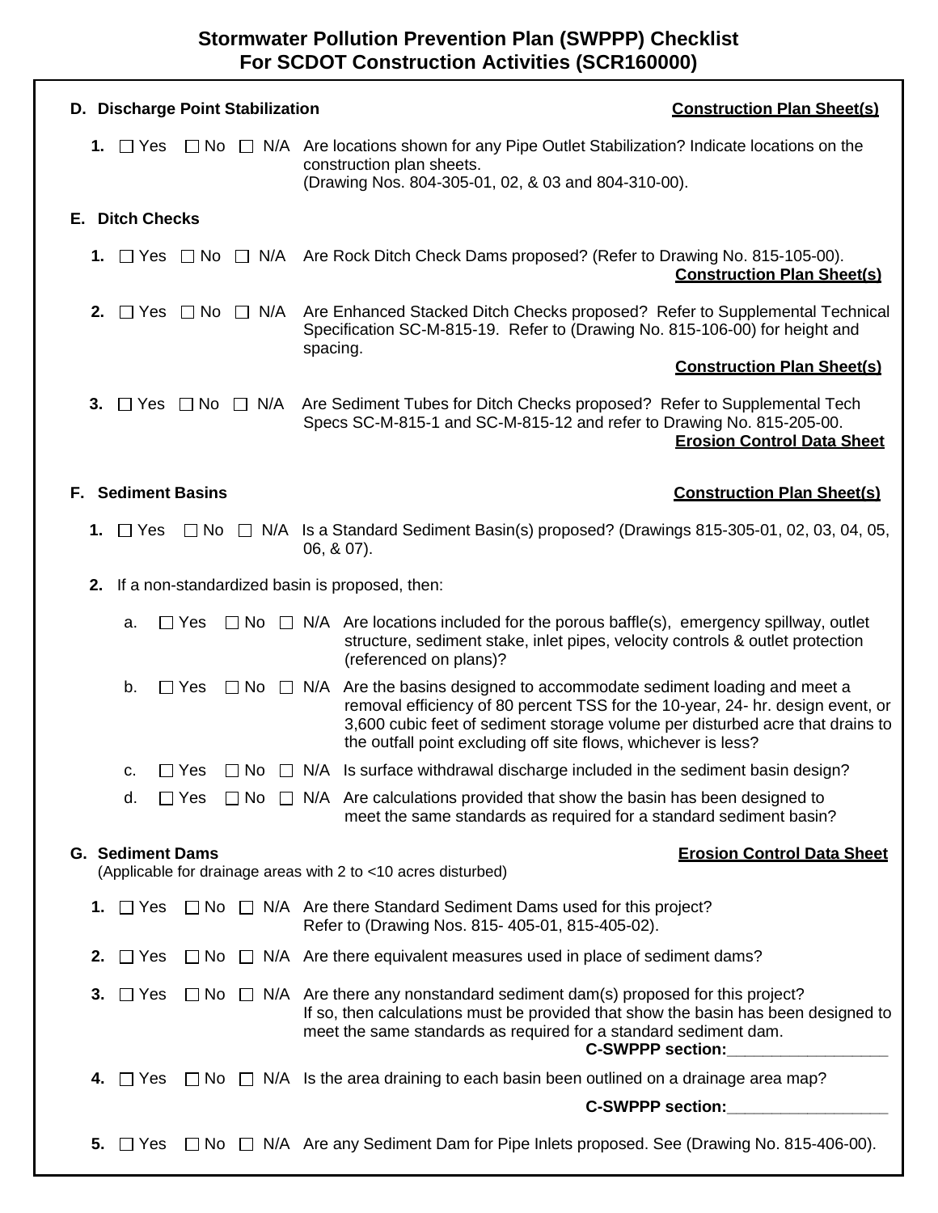# Stormwater Pollution Prevention Plan (SWPPP) Checklist For SCDOT Construction Activities (SCR160000)

**D. Discharge Point Stabilization** **Construction Plan Sheet(s)**

**1.** ☐ Yes ☐ No ☐ N/A Are locations shown for any Pipe Outlet Stabilization? Indicate locations on the construction plan sheets. (Drawing Nos. 804-305-01, 02, & 03 and 804-310-00).

**E. Ditch Checks**

**1.** ☐ Yes ☐ No ☐ N/A Are Rock Ditch Check Dams proposed? (Refer to Drawing No. 815-105-00).
**Construction Plan Sheet(s)**

**2.** ☐ Yes ☐ No ☐ N/A Are Enhanced Stacked Ditch Checks proposed? Refer to Supplemental Technical Specification SC-M-815-19. Refer to (Drawing No. 815-106-00) for height and spacing.
**Construction Plan Sheet(s)**

**3.** ☐ Yes ☐ No ☐ N/A Are Sediment Tubes for Ditch Checks proposed? Refer to Supplemental Tech Specs SC-M-815-1 and SC-M-815-12 and refer to Drawing No. 815-205-00.
**Erosion Control Data Sheet**

**F. Sediment Basins** **Construction Plan Sheet(s)**

**1.** ☐ Yes ☐ No ☐ N/A Is a Standard Sediment Basin(s) proposed? (Drawings 815-305-01, 02, 03, 04, 05, 06, & 07).

**2.** If a non-standardized basin is proposed, then:

a. ☐ Yes ☐ No ☐ N/A Are locations included for the porous baffle(s), emergency spillway, outlet structure, sediment stake, inlet pipes, velocity controls & outlet protection (referenced on plans)?

b. ☐ Yes ☐ No ☐ N/A Are the basins designed to accommodate sediment loading and meet a removal efficiency of 80 percent TSS for the 10-year, 24- hr. design event, or 3,600 cubic feet of sediment storage volume per disturbed acre that drains to the outfall point excluding off site flows, whichever is less?

c. ☐ Yes ☐ No ☐ N/A Is surface withdrawal discharge included in the sediment basin design?

d. ☐ Yes ☐ No ☐ N/A Are calculations provided that show the basin has been designed to meet the same standards as required for a standard sediment basin?

**G. Sediment Dams** **Erosion Control Data Sheet**
(Applicable for drainage areas with 2 to <10 acres disturbed)

**1.** ☐ Yes ☐ No ☐ N/A Are there Standard Sediment Dams used for this project? Refer to (Drawing Nos. 815- 405-01, 815-405-02).

**2.** ☐ Yes ☐ No ☐ N/A Are there equivalent measures used in place of sediment dams?

**3.** ☐ Yes ☐ No ☐ N/A Are there any nonstandard sediment dam(s) proposed for this project? If so, then calculations must be provided that show the basin has been designed to meet the same standards as required for a standard sediment dam.
**C-SWPPP section:__________________**

**4.** ☐ Yes ☐ No ☐ N/A Is the area draining to each basin been outlined on a drainage area map?
**C-SWPPP section:__________________**

**5.** ☐ Yes ☐ No ☐ N/A Are any Sediment Dam for Pipe Inlets proposed. See (Drawing No. 815-406-00).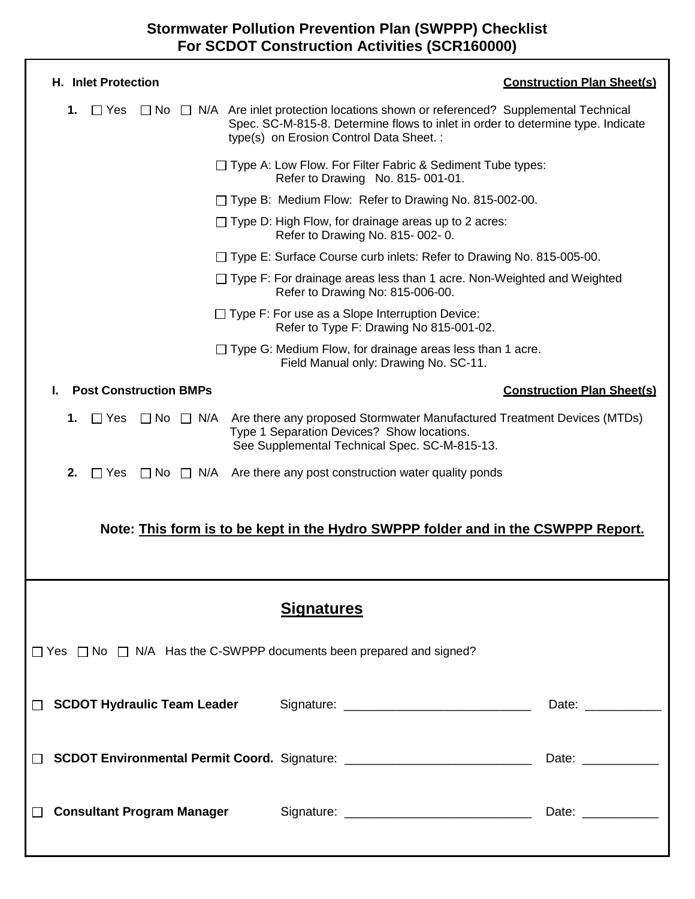# Stormwater Pollution Prevention Plan (SWPPP) Checklist
# For SCDOT Construction Activities (SCR160000)

**H. Inlet Protection** — **Construction Plan Sheet(s)**

**1.** ☐ Yes ☐ No ☐ N/A Are inlet protection locations shown or referenced? Supplemental Technical Spec. SC-M-815-8. Determine flows to inlet in order to determine type. Indicate type(s) on Erosion Control Data Sheet. :

- ☐ Type A: Low Flow. For Filter Fabric & Sediment Tube types: Refer to Drawing No. 815- 001-01.
- ☐ Type B: Medium Flow: Refer to Drawing No. 815-002-00.
- ☐ Type D: High Flow, for drainage areas up to 2 acres: Refer to Drawing No. 815- 002- 0.
- ☐ Type E: Surface Course curb inlets: Refer to Drawing No. 815-005-00.
- ☐ Type F: For drainage areas less than 1 acre. Non-Weighted and Weighted Refer to Drawing No: 815-006-00.
- ☐ Type F: For use as a Slope Interruption Device: Refer to Type F: Drawing No 815-001-02.
- ☐ Type G: Medium Flow, for drainage areas less than 1 acre. Field Manual only: Drawing No. SC-11.

**I. Post Construction BMPs** — **Construction Plan Sheet(s)**

**1.** ☐ Yes ☐ No ☐ N/A Are there any proposed Stormwater Manufactured Treatment Devices (MTDs) Type 1 Separation Devices? Show locations. See Supplemental Technical Spec. SC-M-815-13.

**2.** ☐ Yes ☐ No ☐ N/A Are there any post construction water quality ponds

**Note: <u>This form is to be kept in the Hydro SWPPP folder and in the CSWPPP Report.</u>**

## Signatures

☐ Yes ☐ No ☐ N/A Has the C-SWPPP documents been prepared and signed?

☐ **SCDOT Hydraulic Team Leader** Signature: ___________________________ Date: ___________

☐ **SCDOT Environmental Permit Coord.** Signature: ___________________________ Date: ___________

☐ **Consultant Program Manager** Signature: ___________________________ Date: ___________